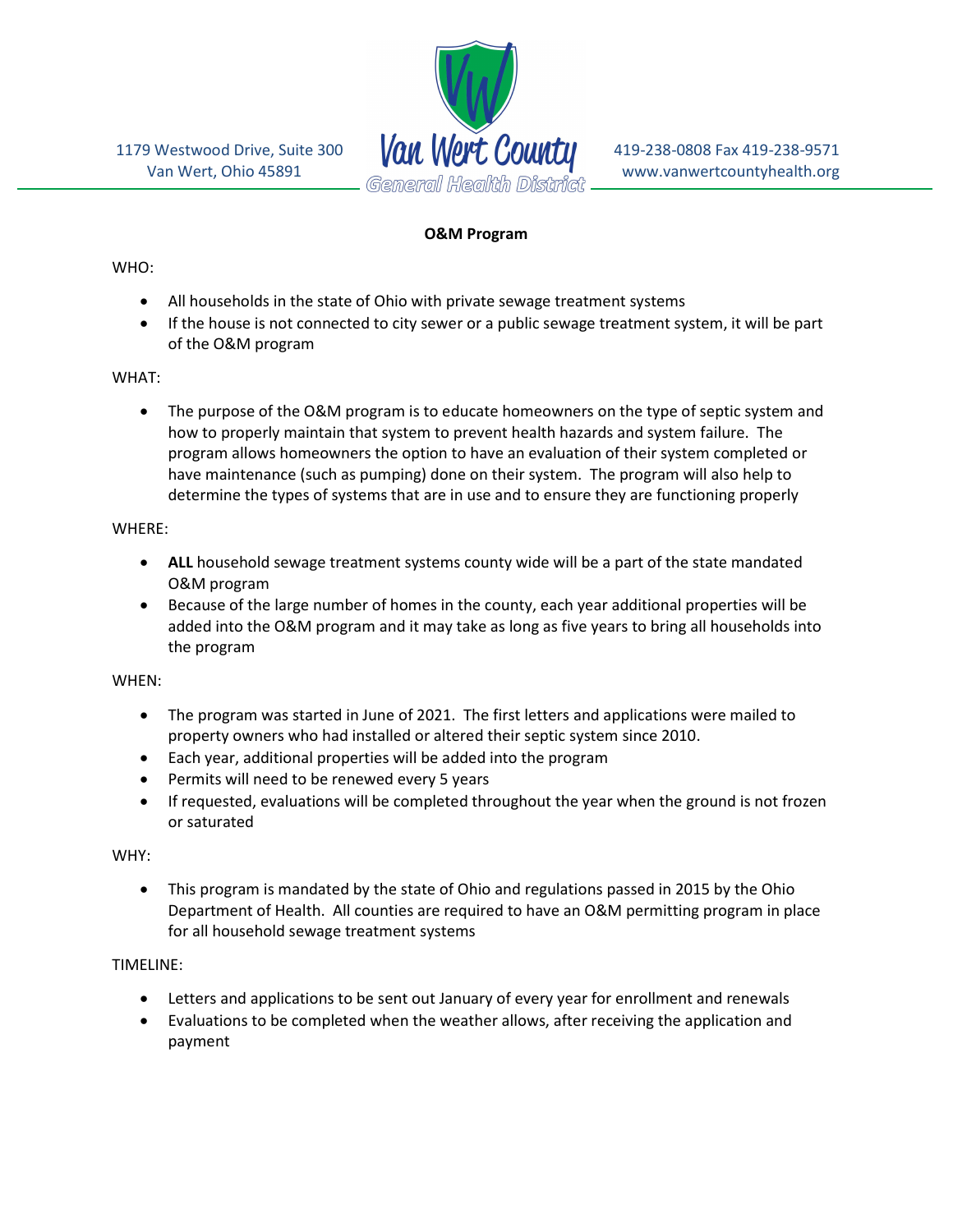1179 Westwood Drive, Suite 300
Van Wert, Ohio 45891

**Van Wert County General Health District**

419-238-0808 Fax 419-238-9571
www.vanwertcountyhealth.org

# O&M Program

WHO:

- All households in the state of Ohio with private sewage treatment systems
- If the house is not connected to city sewer or a public sewage treatment system, it will be part of the O&M program

WHAT:

- The purpose of the O&M program is to educate homeowners on the type of septic system and how to properly maintain that system to prevent health hazards and system failure. The program allows homeowners the option to have an evaluation of their system completed or have maintenance (such as pumping) done on their system. The program will also help to determine the types of systems that are in use and to ensure they are functioning properly

WHERE:

- **ALL** household sewage treatment systems county wide will be a part of the state mandated O&M program
- Because of the large number of homes in the county, each year additional properties will be added into the O&M program and it may take as long as five years to bring all households into the program

WHEN:

- The program was started in June of 2021. The first letters and applications were mailed to property owners who had installed or altered their septic system since 2010.
- Each year, additional properties will be added into the program
- Permits will need to be renewed every 5 years
- If requested, evaluations will be completed throughout the year when the ground is not frozen or saturated

WHY:

- This program is mandated by the state of Ohio and regulations passed in 2015 by the Ohio Department of Health. All counties are required to have an O&M permitting program in place for all household sewage treatment systems

TIMELINE:

- Letters and applications to be sent out January of every year for enrollment and renewals
- Evaluations to be completed when the weather allows, after receiving the application and payment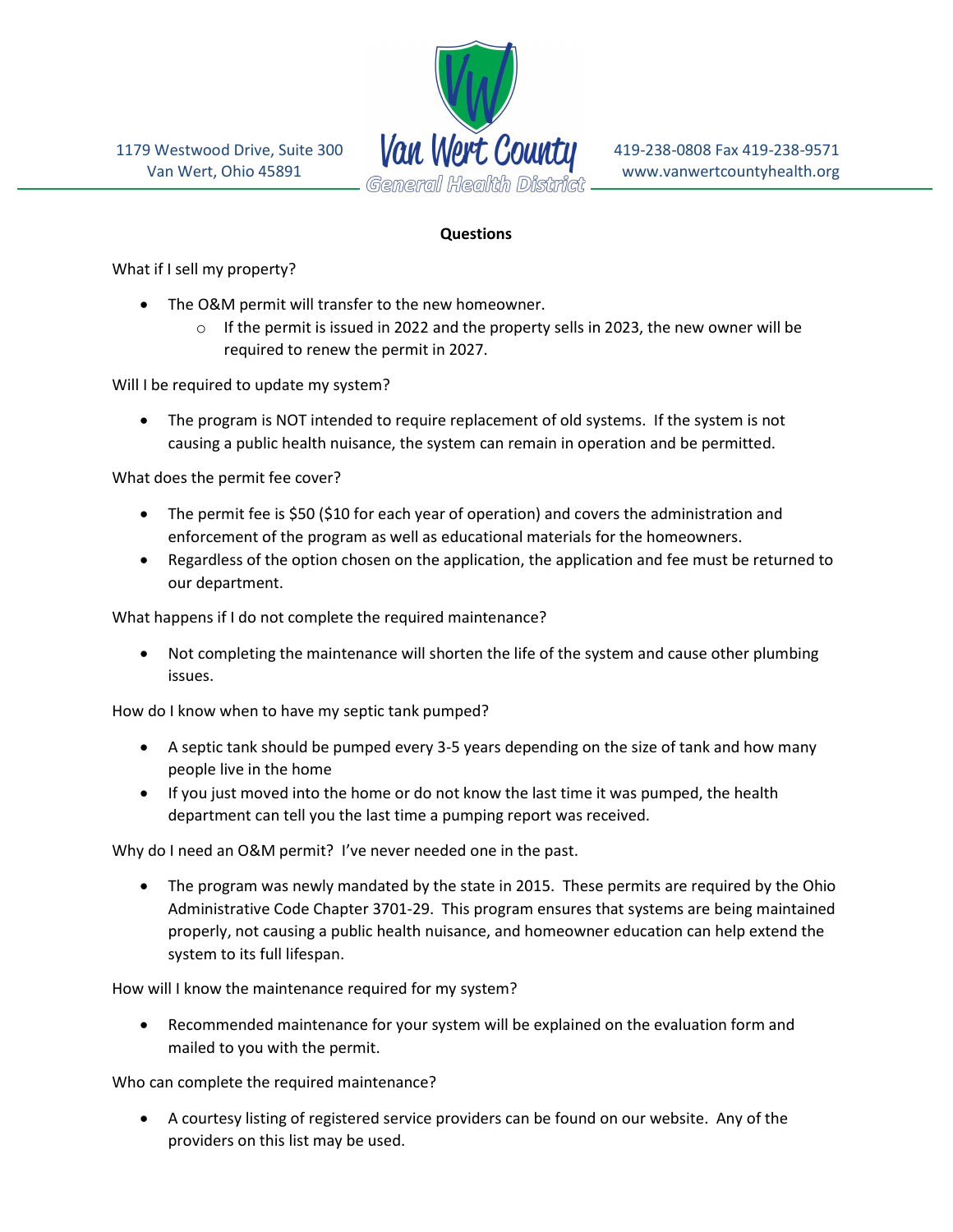**Questions**

What if I sell my property?

- The O&M permit will transfer to the new homeowner.
  - If the permit is issued in 2022 and the property sells in 2023, the new owner will be required to renew the permit in 2027.

Will I be required to update my system?

- The program is NOT intended to require replacement of old systems. If the system is not causing a public health nuisance, the system can remain in operation and be permitted.

What does the permit fee cover?

- The permit fee is $50 ($10 for each year of operation) and covers the administration and enforcement of the program as well as educational materials for the homeowners.
- Regardless of the option chosen on the application, the application and fee must be returned to our department.

What happens if I do not complete the required maintenance?

- Not completing the maintenance will shorten the life of the system and cause other plumbing issues.

How do I know when to have my septic tank pumped?

- A septic tank should be pumped every 3-5 years depending on the size of tank and how many people live in the home
- If you just moved into the home or do not know the last time it was pumped, the health department can tell you the last time a pumping report was received.

Why do I need an O&M permit? I've never needed one in the past.

- The program was newly mandated by the state in 2015. These permits are required by the Ohio Administrative Code Chapter 3701-29. This program ensures that systems are being maintained properly, not causing a public health nuisance, and homeowner education can help extend the system to its full lifespan.

How will I know the maintenance required for my system?

- Recommended maintenance for your system will be explained on the evaluation form and mailed to you with the permit.

Who can complete the required maintenance?

- A courtesy listing of registered service providers can be found on our website. Any of the providers on this list may be used.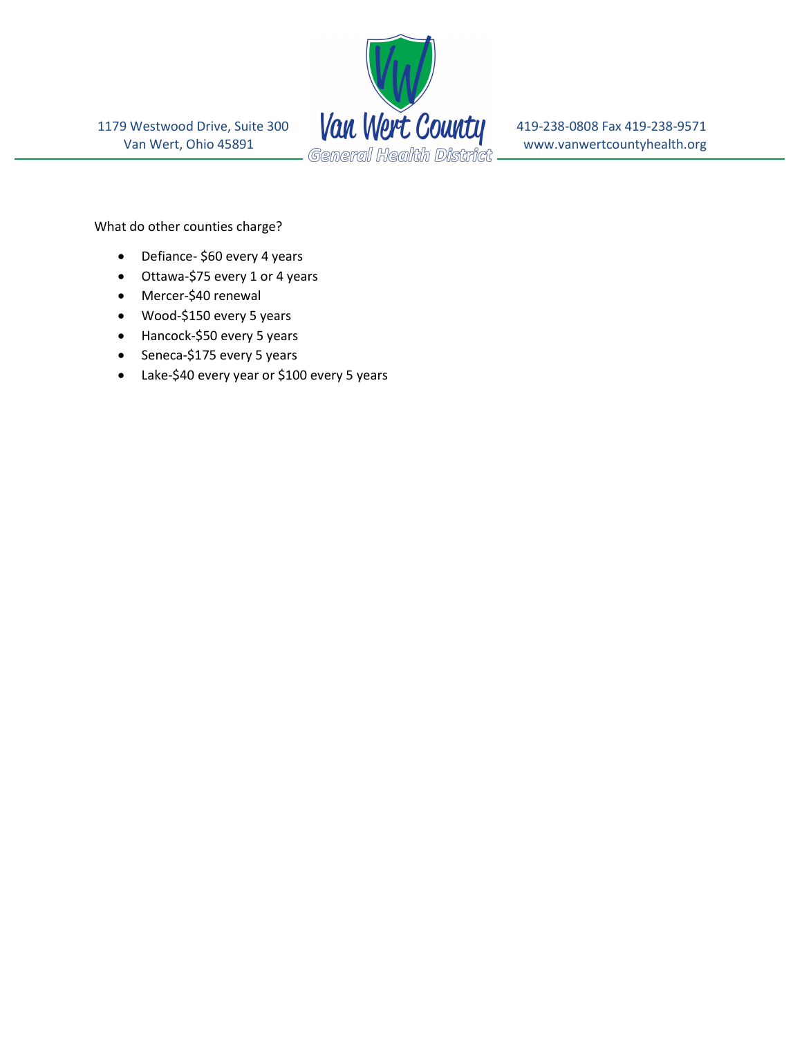1179 Westwood Drive, Suite 300
Van Wert, Ohio 45891

Van Wert County
General Health District

419-238-0808 Fax 419-238-9571
www.vanwertcountyhealth.org

What do other counties charge?

- Defiance- $60 every 4 years
- Ottawa-$75 every 1 or 4 years
- Mercer-$40 renewal
- Wood-$150 every 5 years
- Hancock-$50 every 5 years
- Seneca-$175 every 5 years
- Lake-$40 every year or $100 every 5 years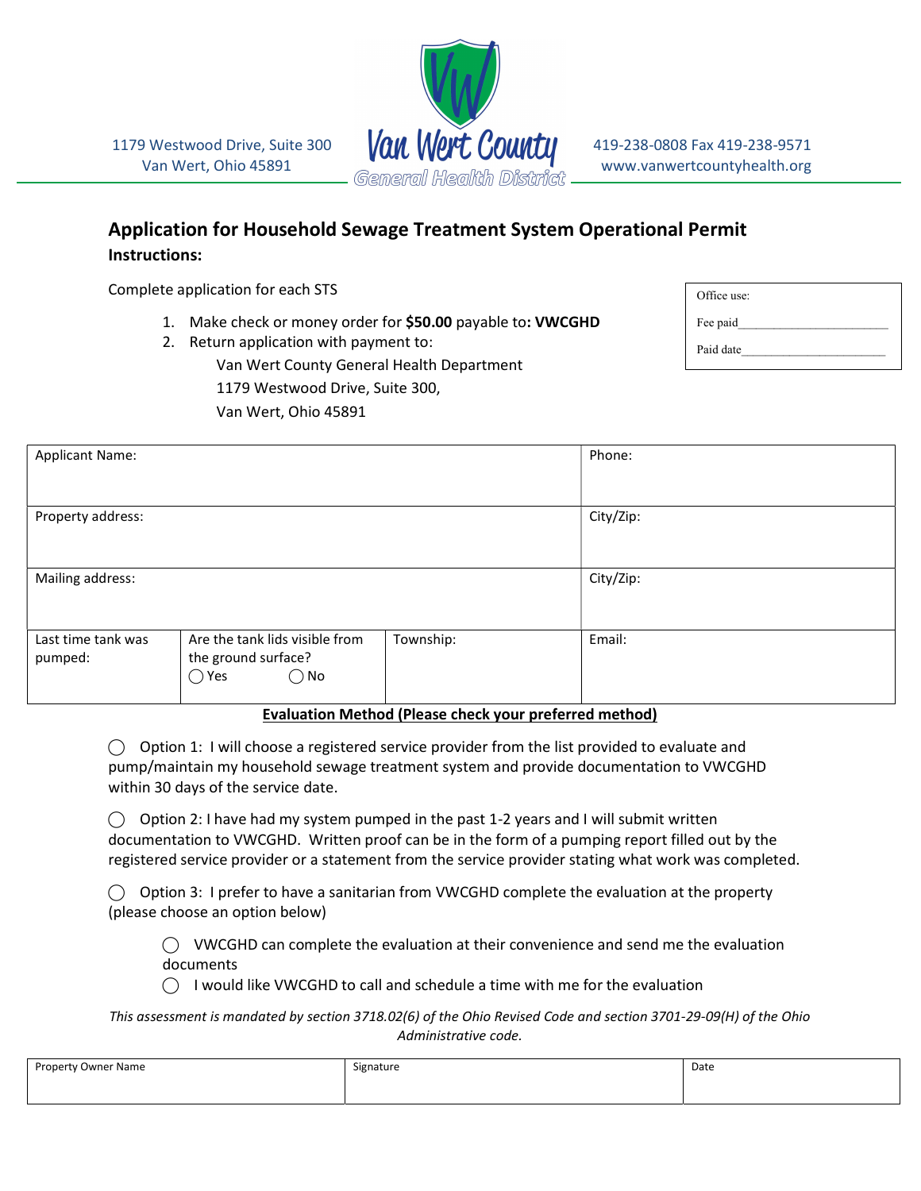1179 Westwood Drive, Suite 300
Van Wert, Ohio 45891

Van Wert County
General Health District

419-238-0808 Fax 419-238-9571
www.vanwertcountyhealth.org

## Application for Household Sewage Treatment System Operational Permit

**Instructions:**

Complete application for each STS

1. Make check or money order for **$50.00** payable to**: VWCGHD**
2. Return application with payment to:
   Van Wert County General Health Department
   1179 Westwood Drive, Suite 300,
   Van Wert, Ohio 45891

| Office use: |
|---|
| Fee paid_______________________ |
| Paid date_______________________ |

| | | | |
|---|---|---|---|
| Applicant Name: | | | Phone: |
| Property address: | | | City/Zip: |
| Mailing address: | | | City/Zip: |
| Last time tank was pumped: | Are the tank lids visible from the ground surface? ◯ Yes ◯ No | Township: | Email: |

**Evaluation Method (Please check your preferred method)**

◯ Option 1: I will choose a registered service provider from the list provided to evaluate and pump/maintain my household sewage treatment system and provide documentation to VWCGHD within 30 days of the service date.

◯ Option 2: I have had my system pumped in the past 1-2 years and I will submit written documentation to VWCGHD. Written proof can be in the form of a pumping report filled out by the registered service provider or a statement from the service provider stating what work was completed.

◯ Option 3: I prefer to have a sanitarian from VWCGHD complete the evaluation at the property (please choose an option below)

- ◯ VWCGHD can complete the evaluation at their convenience and send me the evaluation documents
- ◯ I would like VWCGHD to call and schedule a time with me for the evaluation

*This assessment is mandated by section 3718.02(6) of the Ohio Revised Code and section 3701-29-09(H) of the Ohio Administrative code.*

| Property Owner Name | Signature | Date |
|---|---|---|
| | | |